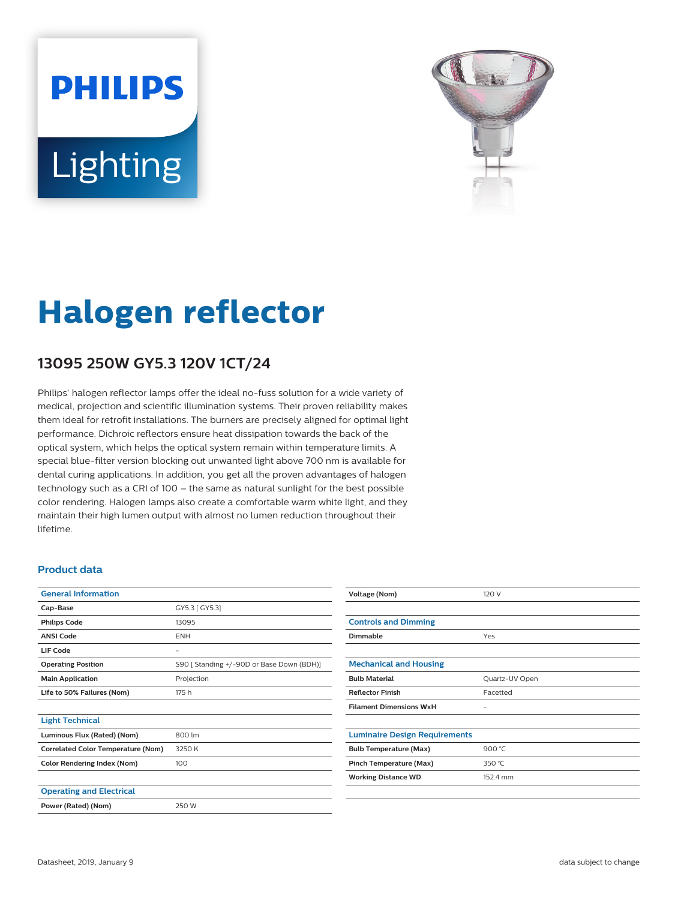# Halogen reflector

## 13095 250W GY5.3 120V 1CT/24

Philips' halogen reflector lamps offer the ideal no-fuss solution for a wide variety of medical, projection and scientific illumination systems. Their proven reliability makes them ideal for retrofit installations. The burners are precisely aligned for optimal light performance. Dichroic reflectors ensure heat dissipation towards the back of the optical system, which helps the optical system remain within temperature limits. A special blue-filter version blocking out unwanted light above 700 nm is available for dental curing applications. In addition, you get all the proven advantages of halogen technology such as a CRI of 100 – the same as natural sunlight for the best possible color rendering. Halogen lamps also create a comfortable warm white light, and they maintain their high lumen output with almost no lumen reduction throughout their lifetime.

### Product data

| General Information | |
|---|---|
| Cap-Base | GY5.3 [ GY5.3] |
| Philips Code | 13095 |
| ANSI Code | ENH |
| LIF Code | - |
| Operating Position | S90 [ Standing +/-90D or Base Down (BDH)] |
| Main Application | Projection |
| Life to 50% Failures (Nom) | 175 h |

| Light Technical | |
|---|---|
| Luminous Flux (Rated) (Nom) | 800 lm |
| Correlated Color Temperature (Nom) | 3250 K |
| Color Rendering Index (Nom) | 100 |

| Operating and Electrical | |
|---|---|
| Power (Rated) (Nom) | 250 W |
| Voltage (Nom) | 120 V |

| Controls and Dimming | |
|---|---|
| Dimmable | Yes |

| Mechanical and Housing | |
|---|---|
| Bulb Material | Quartz-UV Open |
| Reflector Finish | Facetted |
| Filament Dimensions WxH | - |

| Luminaire Design Requirements | |
|---|---|
| Bulb Temperature (Max) | 900 °C |
| Pinch Temperature (Max) | 350 °C |
| Working Distance WD | 152.4 mm |

Datasheet, 2019, January 9

data subject to change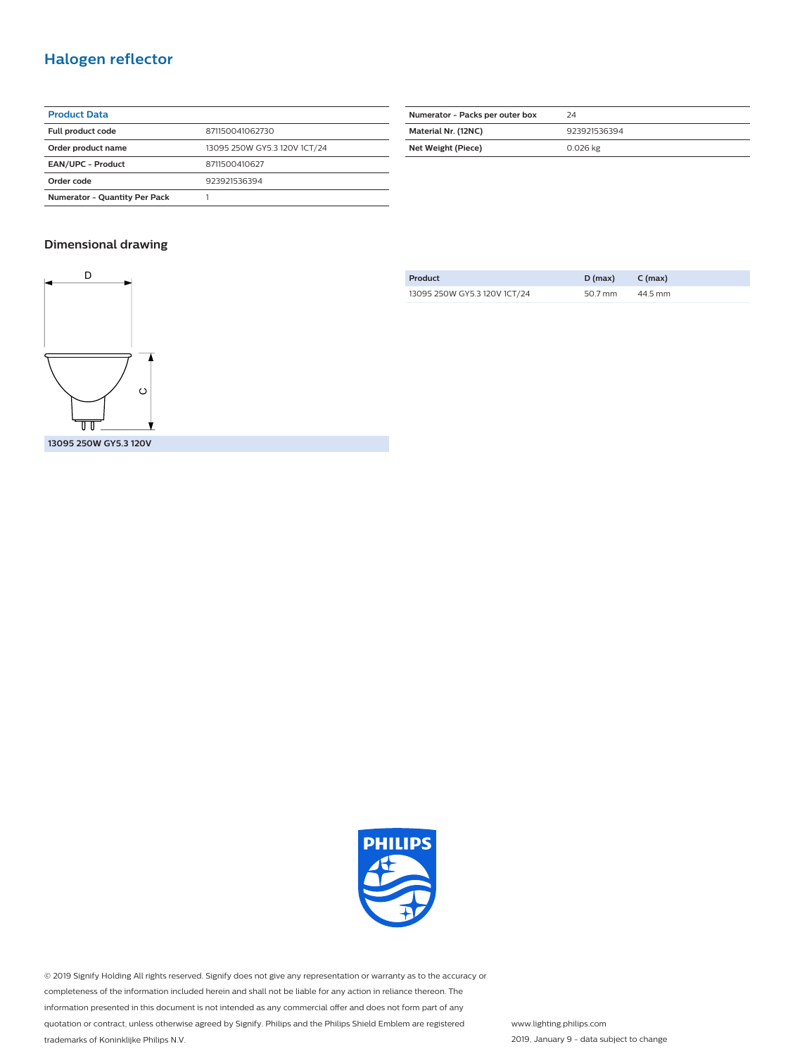## Halogen reflector

| Product Data | |
|---|---|
| Full product code | 871150041062730 |
| Order product name | 13095 250W GY5.3 120V 1CT/24 |
| EAN/UPC - Product | 8711500410627 |
| Order code | 923921536394 |
| Numerator - Quantity Per Pack | 1 |
| Numerator - Packs per outer box | 24 |
| Material Nr. (12NC) | 923921536394 |
| Net Weight (Piece) | 0.026 kg |

### Dimensional drawing

D

C

13095 250W GY5.3 120V

| Product | D (max) | C (max) |
|---|---|---|
| 13095 250W GY5.3 120V 1CT/24 | 50.7 mm | 44.5 mm |

PHILIPS

© 2019 Signify Holding All rights reserved. Signify does not give any representation or warranty as to the accuracy or completeness of the information included herein and shall not be liable for any action in reliance thereon. The information presented in this document is not intended as any commercial offer and does not form part of any quotation or contract, unless otherwise agreed by Signify. Philips and the Philips Shield Emblem are registered trademarks of Koninklijke Philips N.V.

www.lighting.philips.com

2019, January 9 - data subject to change